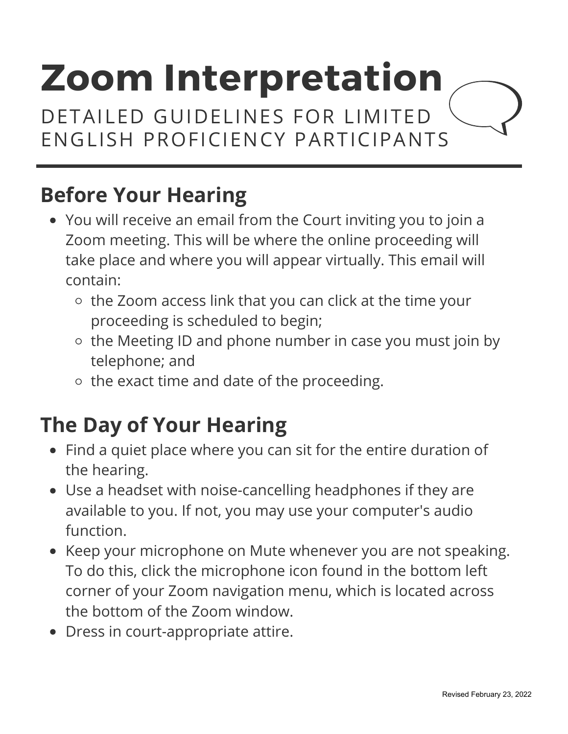# Zoom Interpretation

DETAILED GUIDELINES FOR LIMITED ENGLISH PROFICIENCY PARTICIPANTS

## Before Your Hearing

- You will receive an email from the Court inviting you to join a Zoom meeting. This will be where the online proceeding will take place and where you will appear virtually. This email will contain:
  - the Zoom access link that you can click at the time your proceeding is scheduled to begin;
  - the Meeting ID and phone number in case you must join by telephone; and
  - the exact time and date of the proceeding.

## The Day of Your Hearing

- Find a quiet place where you can sit for the entire duration of the hearing.
- Use a headset with noise-cancelling headphones if they are available to you. If not, you may use your computer's audio function.
- Keep your microphone on Mute whenever you are not speaking. To do this, click the microphone icon found in the bottom left corner of your Zoom navigation menu, which is located across the bottom of the Zoom window.
- Dress in court-appropriate attire.

Revised February 23, 2022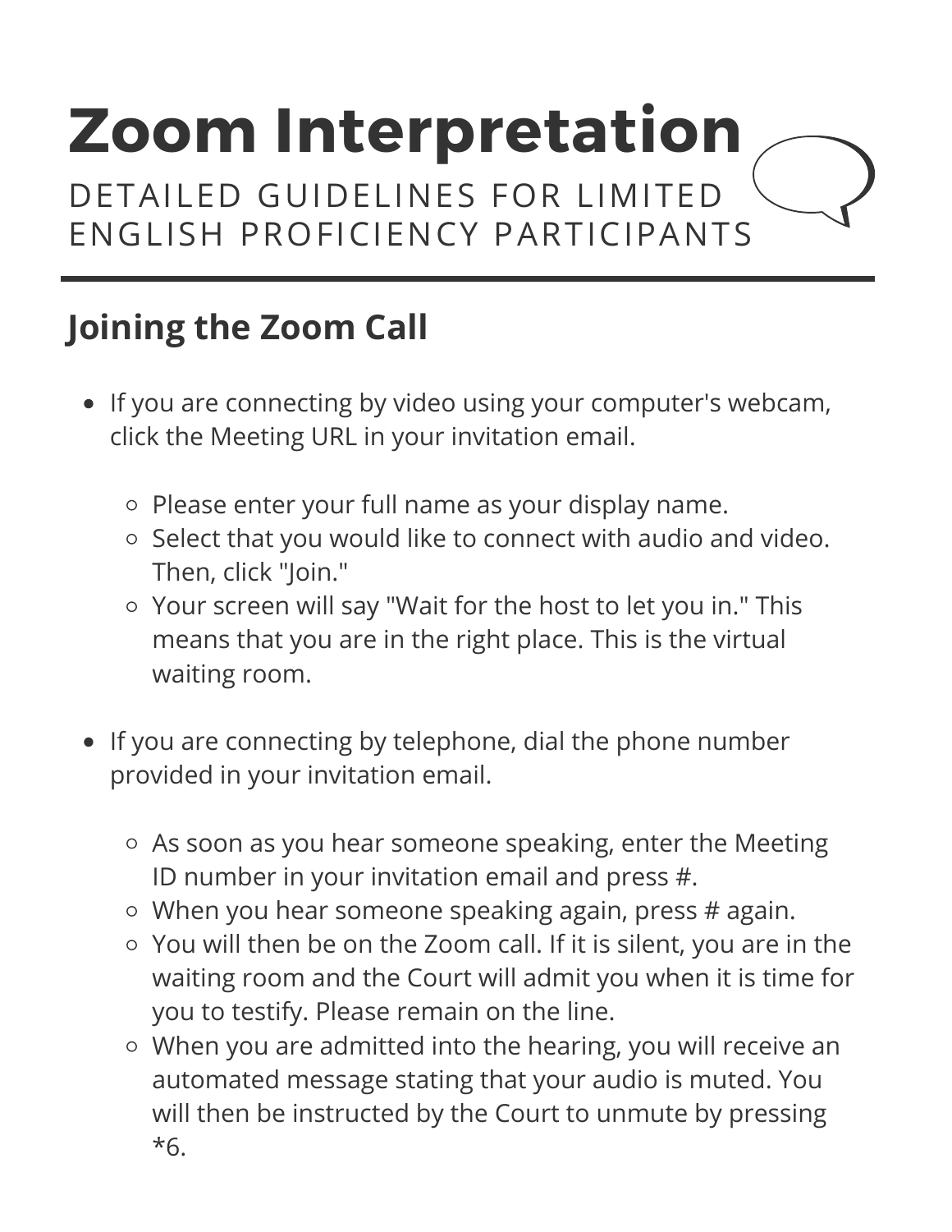# Zoom Interpretation

DETAILED GUIDELINES FOR LIMITED ENGLISH PROFICIENCY PARTICIPANTS

## Joining the Zoom Call

- If you are connecting by video using your computer's webcam, click the Meeting URL in your invitation email.
  - Please enter your full name as your display name.
  - Select that you would like to connect with audio and video. Then, click "Join."
  - Your screen will say "Wait for the host to let you in." This means that you are in the right place. This is the virtual waiting room.
- If you are connecting by telephone, dial the phone number provided in your invitation email.
  - As soon as you hear someone speaking, enter the Meeting ID number in your invitation email and press #.
  - When you hear someone speaking again, press # again.
  - You will then be on the Zoom call. If it is silent, you are in the waiting room and the Court will admit you when it is time for you to testify. Please remain on the line.
  - When you are admitted into the hearing, you will receive an automated message stating that your audio is muted. You will then be instructed by the Court to unmute by pressing *6.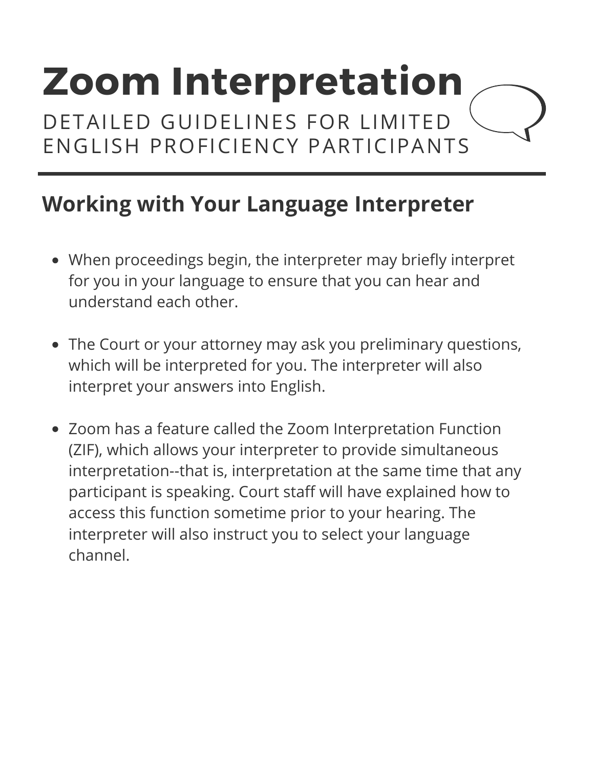# Zoom Interpretation

DETAILED GUIDELINES FOR LIMITED ENGLISH PROFICIENCY PARTICIPANTS

## Working with Your Language Interpreter

- When proceedings begin, the interpreter may briefly interpret for you in your language to ensure that you can hear and understand each other.
- The Court or your attorney may ask you preliminary questions, which will be interpreted for you. The interpreter will also interpret your answers into English.
- Zoom has a feature called the Zoom Interpretation Function (ZIF), which allows your interpreter to provide simultaneous interpretation--that is, interpretation at the same time that any participant is speaking. Court staff will have explained how to access this function sometime prior to your hearing. The interpreter will also instruct you to select your language channel.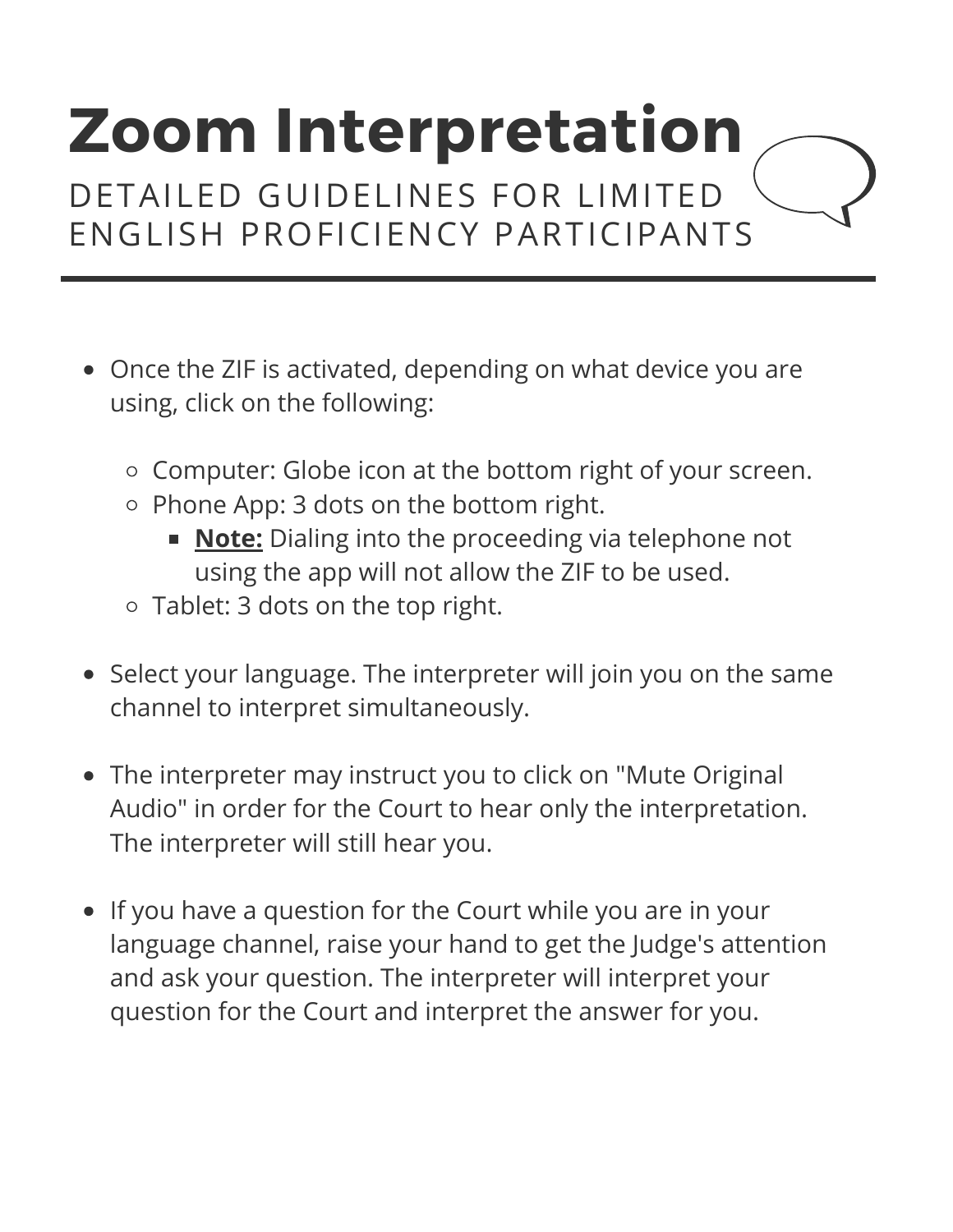# Zoom Interpretation

## DETAILED GUIDELINES FOR LIMITED ENGLISH PROFICIENCY PARTICIPANTS

- Once the ZIF is activated, depending on what device you are using, click on the following:
  - Computer: Globe icon at the bottom right of your screen.
  - Phone App: 3 dots on the bottom right.
    - **Note:** Dialing into the proceeding via telephone not using the app will not allow the ZIF to be used.
  - Tablet: 3 dots on the top right.
- Select your language. The interpreter will join you on the same channel to interpret simultaneously.
- The interpreter may instruct you to click on "Mute Original Audio" in order for the Court to hear only the interpretation. The interpreter will still hear you.
- If you have a question for the Court while you are in your language channel, raise your hand to get the Judge's attention and ask your question. The interpreter will interpret your question for the Court and interpret the answer for you.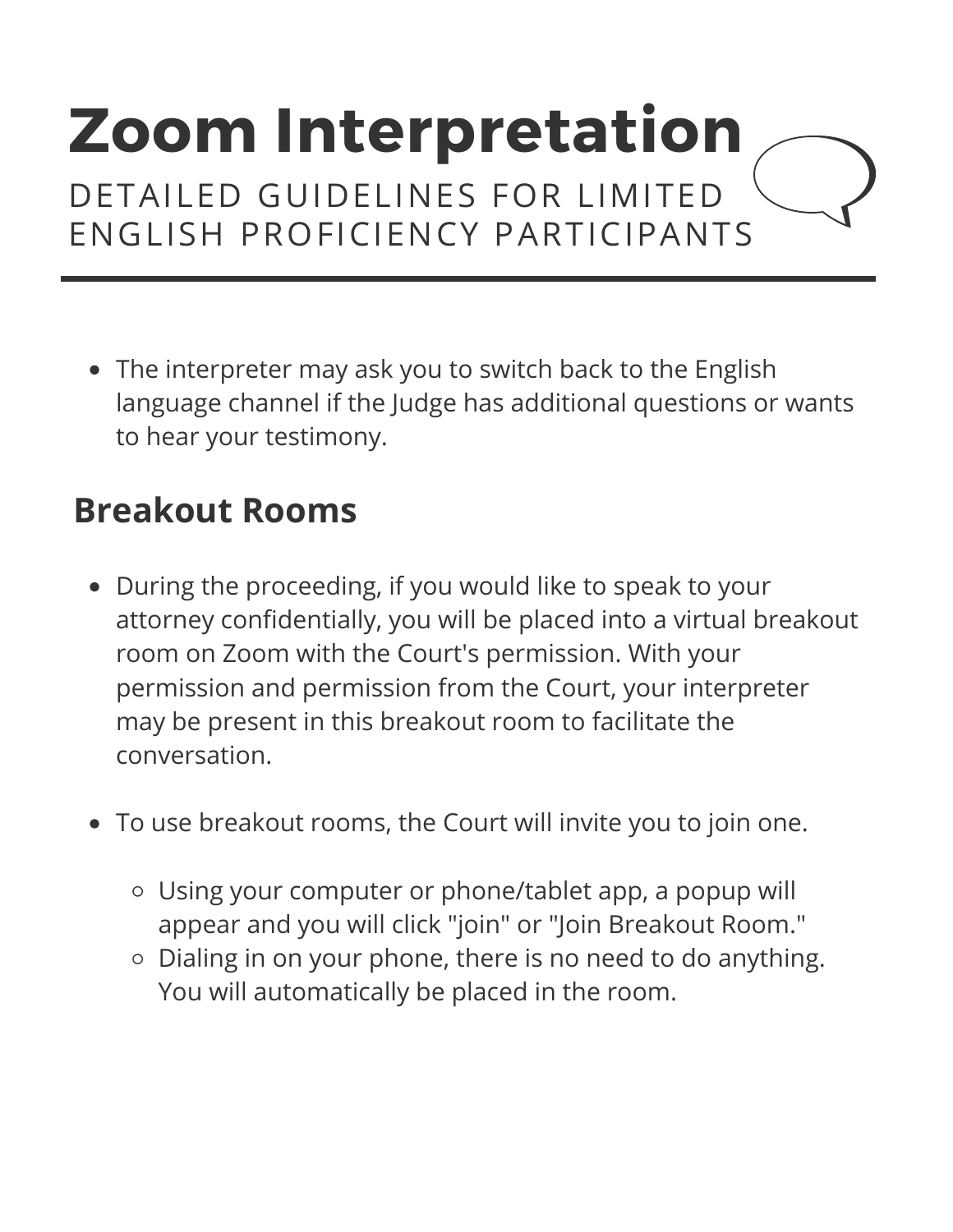# Zoom Interpretation

DETAILED GUIDELINES FOR LIMITED ENGLISH PROFICIENCY PARTICIPANTS

- The interpreter may ask you to switch back to the English language channel if the Judge has additional questions or wants to hear your testimony.

## Breakout Rooms

- During the proceeding, if you would like to speak to your attorney confidentially, you will be placed into a virtual breakout room on Zoom with the Court's permission. With your permission and permission from the Court, your interpreter may be present in this breakout room to facilitate the conversation.

- To use breakout rooms, the Court will invite you to join one.
  - Using your computer or phone/tablet app, a popup will appear and you will click "join" or "Join Breakout Room."
  - Dialing in on your phone, there is no need to do anything. You will automatically be placed in the room.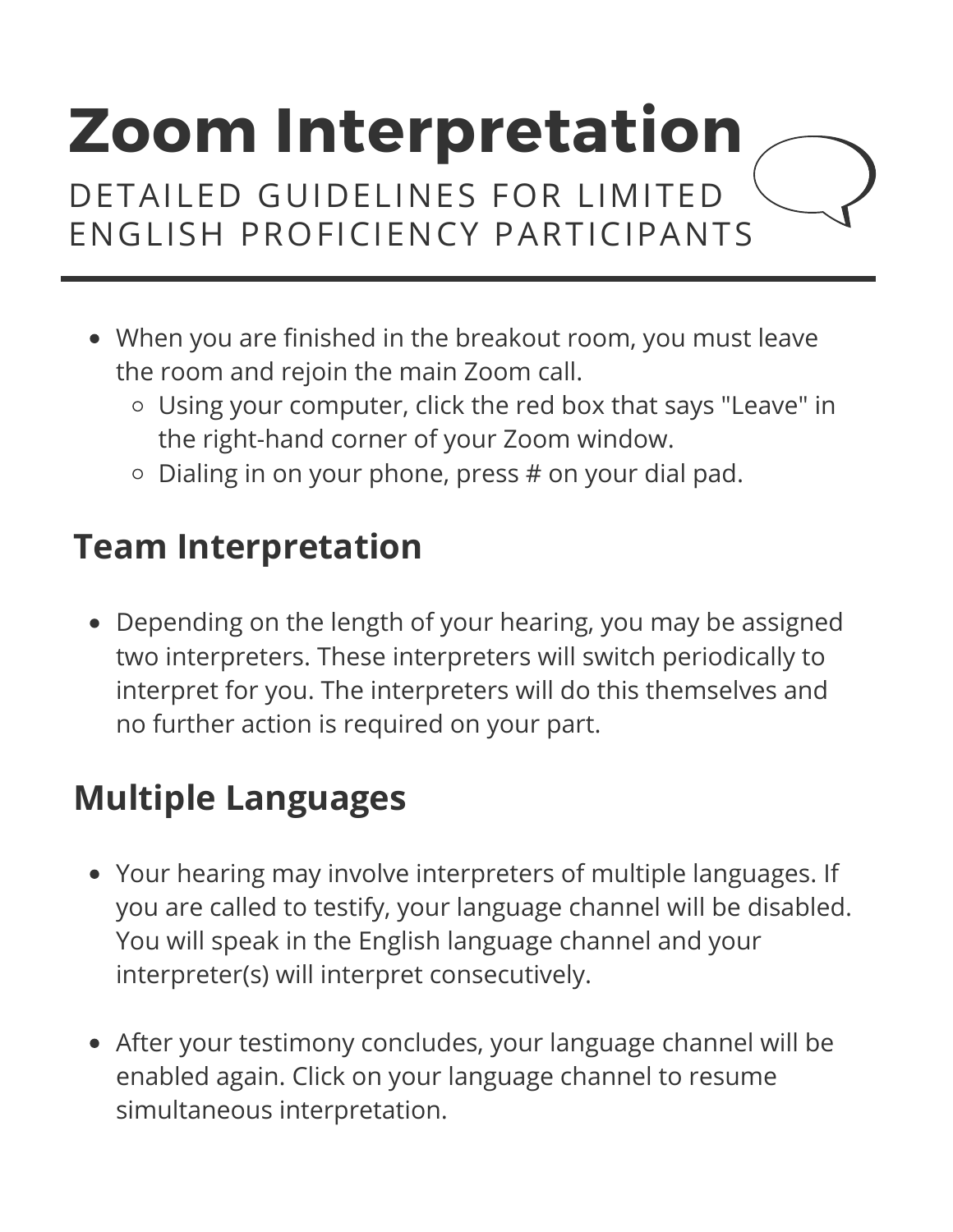# Zoom Interpretation

DETAILED GUIDELINES FOR LIMITED ENGLISH PROFICIENCY PARTICIPANTS

- When you are finished in the breakout room, you must leave the room and rejoin the main Zoom call.
  - Using your computer, click the red box that says "Leave" in the right-hand corner of your Zoom window.
  - Dialing in on your phone, press # on your dial pad.

## Team Interpretation

- Depending on the length of your hearing, you may be assigned two interpreters. These interpreters will switch periodically to interpret for you. The interpreters will do this themselves and no further action is required on your part.

## Multiple Languages

- Your hearing may involve interpreters of multiple languages. If you are called to testify, your language channel will be disabled. You will speak in the English language channel and your interpreter(s) will interpret consecutively.

- After your testimony concludes, your language channel will be enabled again. Click on your language channel to resume simultaneous interpretation.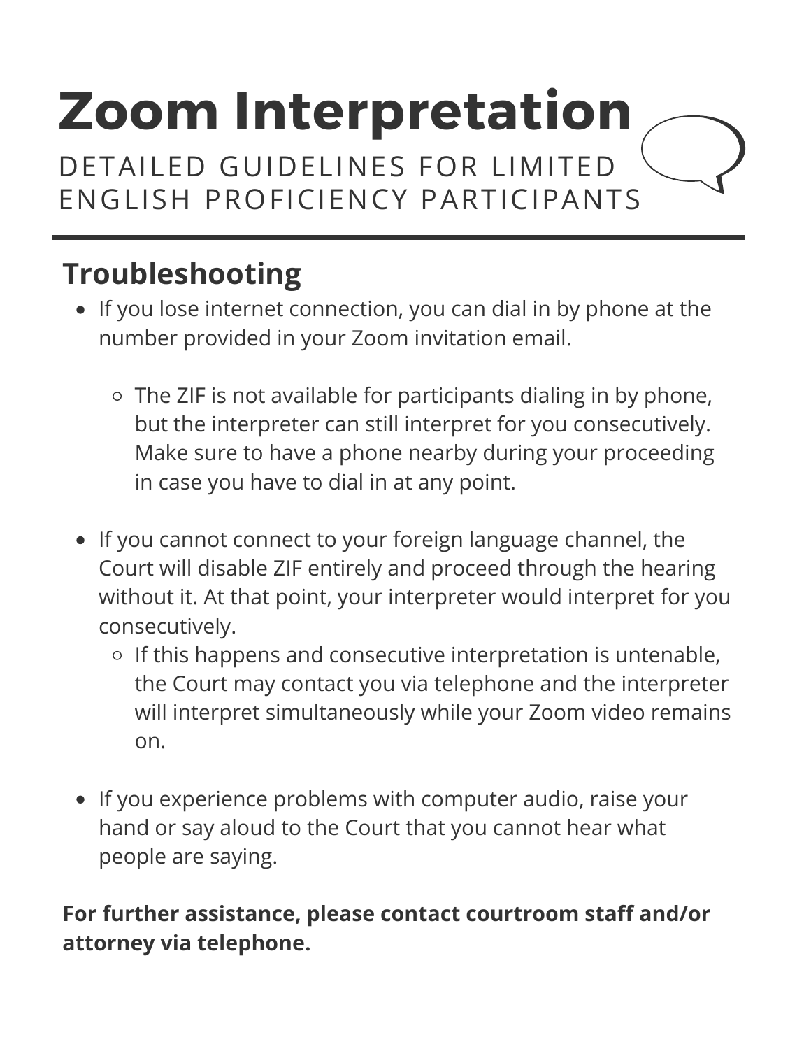# Zoom Interpretation

DETAILED GUIDELINES FOR LIMITED ENGLISH PROFICIENCY PARTICIPANTS

## Troubleshooting

- If you lose internet connection, you can dial in by phone at the number provided in your Zoom invitation email.
  - The ZIF is not available for participants dialing in by phone, but the interpreter can still interpret for you consecutively. Make sure to have a phone nearby during your proceeding in case you have to dial in at any point.
- If you cannot connect to your foreign language channel, the Court will disable ZIF entirely and proceed through the hearing without it. At that point, your interpreter would interpret for you consecutively.
  - If this happens and consecutive interpretation is untenable, the Court may contact you via telephone and the interpreter will interpret simultaneously while your Zoom video remains on.
- If you experience problems with computer audio, raise your hand or say aloud to the Court that you cannot hear what people are saying.

**For further assistance, please contact courtroom staff and/or attorney via telephone.**